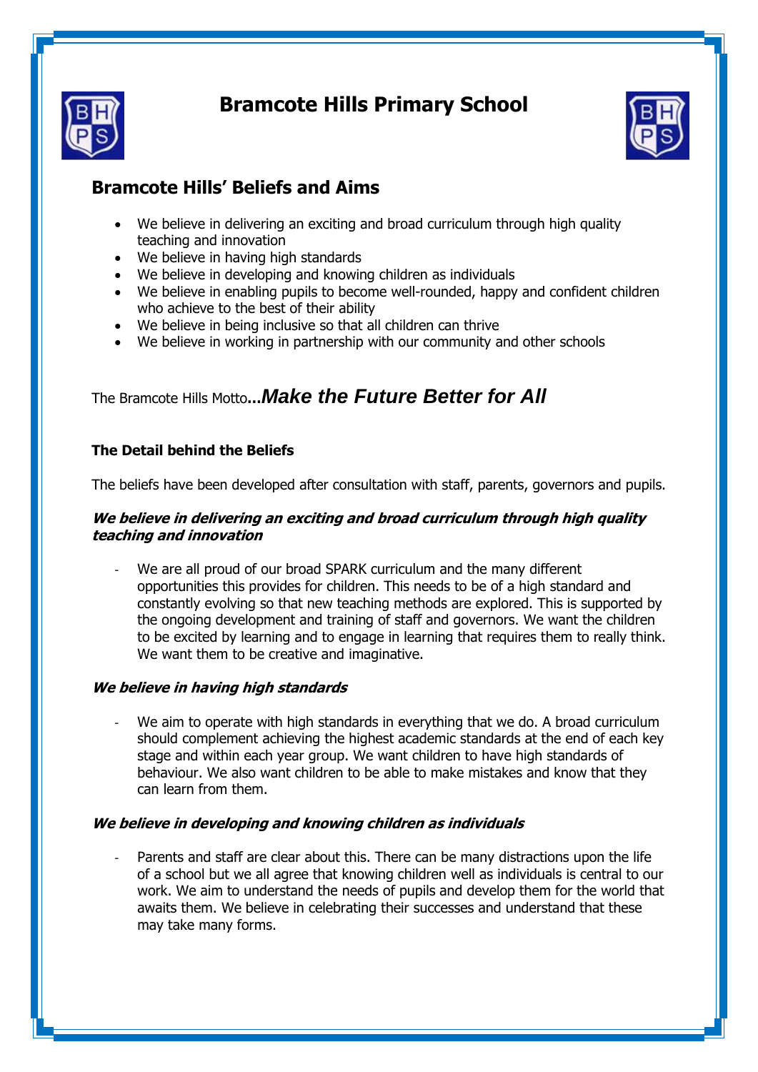# Bramcote Hills Primary School

## Bramcote Hills' Beliefs and Aims

- We believe in delivering an exciting and broad curriculum through high quality teaching and innovation
- We believe in having high standards
- We believe in developing and knowing children as individuals
- We believe in enabling pupils to become well-rounded, happy and confident children who achieve to the best of their ability
- We believe in being inclusive so that all children can thrive
- We believe in working in partnership with our community and other schools

The Bramcote Hills Motto**…*Make the Future Better for All***

### The Detail behind the Beliefs

The beliefs have been developed after consultation with staff, parents, governors and pupils.

***We believe in delivering an exciting and broad curriculum through high quality teaching and innovation***

- We are all proud of our broad SPARK curriculum and the many different opportunities this provides for children. This needs to be of a high standard and constantly evolving so that new teaching methods are explored. This is supported by the ongoing development and training of staff and governors. We want the children to be excited by learning and to engage in learning that requires them to really think. We want them to be creative and imaginative.

***We believe in having high standards***

- We aim to operate with high standards in everything that we do. A broad curriculum should complement achieving the highest academic standards at the end of each key stage and within each year group. We want children to have high standards of behaviour. We also want children to be able to make mistakes and know that they can learn from them.

***We believe in developing and knowing children as individuals***

- Parents and staff are clear about this. There can be many distractions upon the life of a school but we all agree that knowing children well as individuals is central to our work. We aim to understand the needs of pupils and develop them for the world that awaits them. We believe in celebrating their successes and understand that these may take many forms.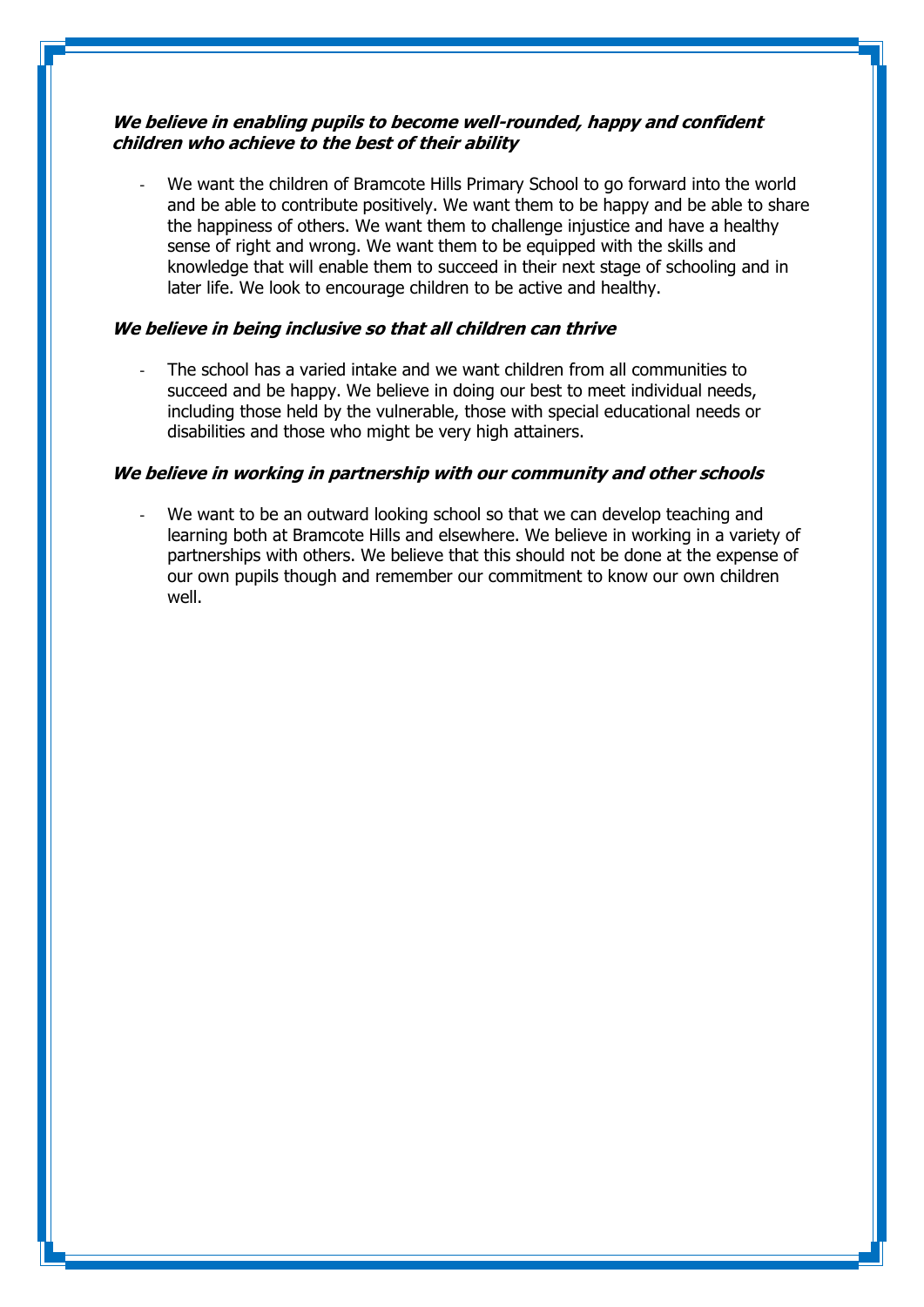***We believe in enabling pupils to become well-rounded, happy and confident children who achieve to the best of their ability***

- We want the children of Bramcote Hills Primary School to go forward into the world and be able to contribute positively. We want them to be happy and be able to share the happiness of others. We want them to challenge injustice and have a healthy sense of right and wrong. We want them to be equipped with the skills and knowledge that will enable them to succeed in their next stage of schooling and in later life. We look to encourage children to be active and healthy.

***We believe in being inclusive so that all children can thrive***

- The school has a varied intake and we want children from all communities to succeed and be happy. We believe in doing our best to meet individual needs, including those held by the vulnerable, those with special educational needs or disabilities and those who might be very high attainers.

***We believe in working in partnership with our community and other schools***

- We want to be an outward looking school so that we can develop teaching and learning both at Bramcote Hills and elsewhere. We believe in working in a variety of partnerships with others. We believe that this should not be done at the expense of our own pupils though and remember our commitment to know our own children well.